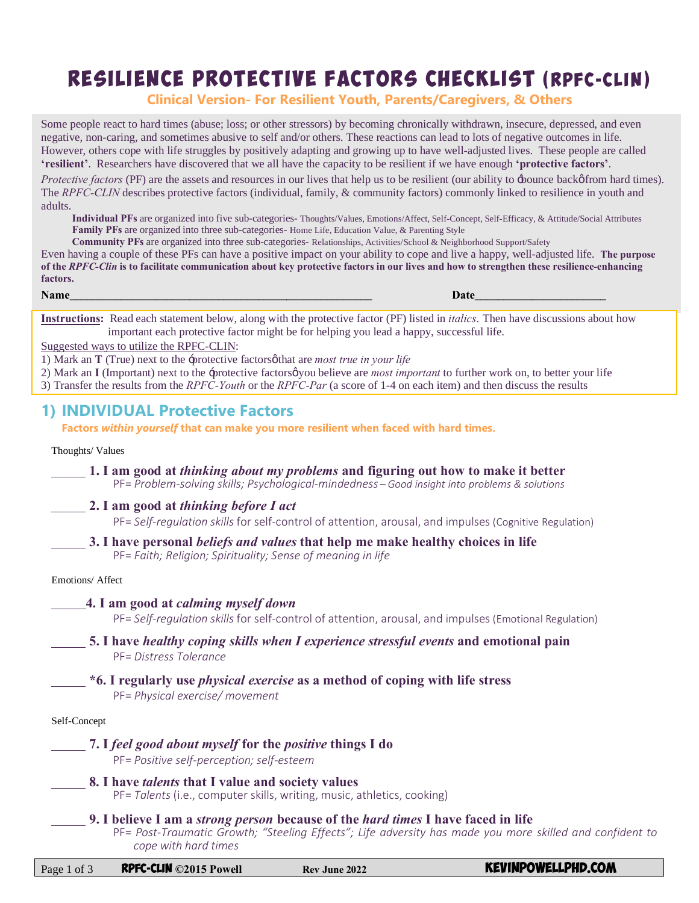# RESILIENCE PROTECTIVE FACTORS CHECKLIST (RPFC-CLIN)

**Clinical Version- For Resilient Youth, Parents/Caregivers, & Others**

Some people react to hard times (abuse; loss; or other stressors) by becoming chronically withdrawn, insecure, depressed, and even negative, non-caring, and sometimes abusive to self and/or others. These reactions can lead to lots of negative outcomes in life. However, others cope with life struggles by positively adapting and growing up to have well-adjusted lives. These people are called **'resilient'**. Researchers have discovered that we all have the capacity to be resilient if we have enough **'protective factors'**.

*Protective factors* (PF) are the assets and resources in our lives that help us to be resilient (our ability to 'bounce back' from hard times). The *RPFC-CLIN* describes protective factors (individual, family, & community factors) commonly linked to resilience in youth and adults.

**Individual PFs** are organized into five sub-categories- Thoughts/Values, Emotions/Affect, Self-Concept, Self-Efficacy, & Attitude/Social Attributes
**Family PFs** are organized into three sub-categories- Home Life, Education Value, & Parenting Style
**Community PFs** are organized into three sub-categories- Relationships, Activities/School & Neighborhood Support/Safety

Even having a couple of these PFs can have a positive impact on your ability to cope and live a happy, well-adjusted life. **The purpose of the *RPFC-Clin* is to facilitate communication about key protective factors in our lives and how to strengthen these resilience-enhancing factors.**

**Name**_______________________________________________ **Date**____________________

**Instructions:** Read each statement below, along with the protective factor (PF) listed in *italics*. Then have discussions about how important each protective factor might be for helping you lead a happy, successful life.

Suggested ways to utilize the RPFC-CLIN:

1) Mark an **T** (True) next to the 'protective factors' that are *most true in your life*
2) Mark an **I** (Important) next to the 'protective factors' you believe are *most important* to further work on, to better your life
3) Transfer the results from the *RPFC-Youth* or the *RPFC-Par* (a score of 1-4 on each item) and then discuss the results

## 1) INDIVIDUAL Protective Factors

**Factors *within yourself* that can make you more resilient when faced with hard times.**

Thoughts/ Values

_____ **1. I am good at *thinking about my problems* and figuring out how to make it better**
PF= *Problem-solving skills; Psychological-mindedness* – *Good insight into problems & solutions*

_____ **2. I am good at *thinking before I act***
PF= *Self-regulation skills* for self-control of attention, arousal, and impulses (Cognitive Regulation)

_____ **3. I have personal *beliefs and values* that help me make healthy choices in life**
PF= *Faith; Religion; Spirituality; Sense of meaning in life*

Emotions/ Affect

_____ **4. I am good at *calming myself down***
PF= *Self-regulation skills* for self-control of attention, arousal, and impulses (Emotional Regulation)

_____ **5. I have *healthy coping skills when I experience stressful events* and emotional pain**
PF= *Distress Tolerance*

_____ ***6. I regularly use *physical exercise* as a method of coping with life stress**
PF= *Physical exercise/ movement*

Self-Concept

_____ **7. I *feel good about myself* for the *positive* things I do**
PF= *Positive self-perception; self-esteem*

_____ **8. I have *talents* that I value and society values**
PF= *Talents* (i.e., computer skills, writing, music, athletics, cooking)

_____ **9. I believe I am a *strong person* because of the *hard times* I have faced in life**
PF= *Post-Traumatic Growth; "Steeling Effects"; Life adversity has made you more skilled and confident to cope with hard times*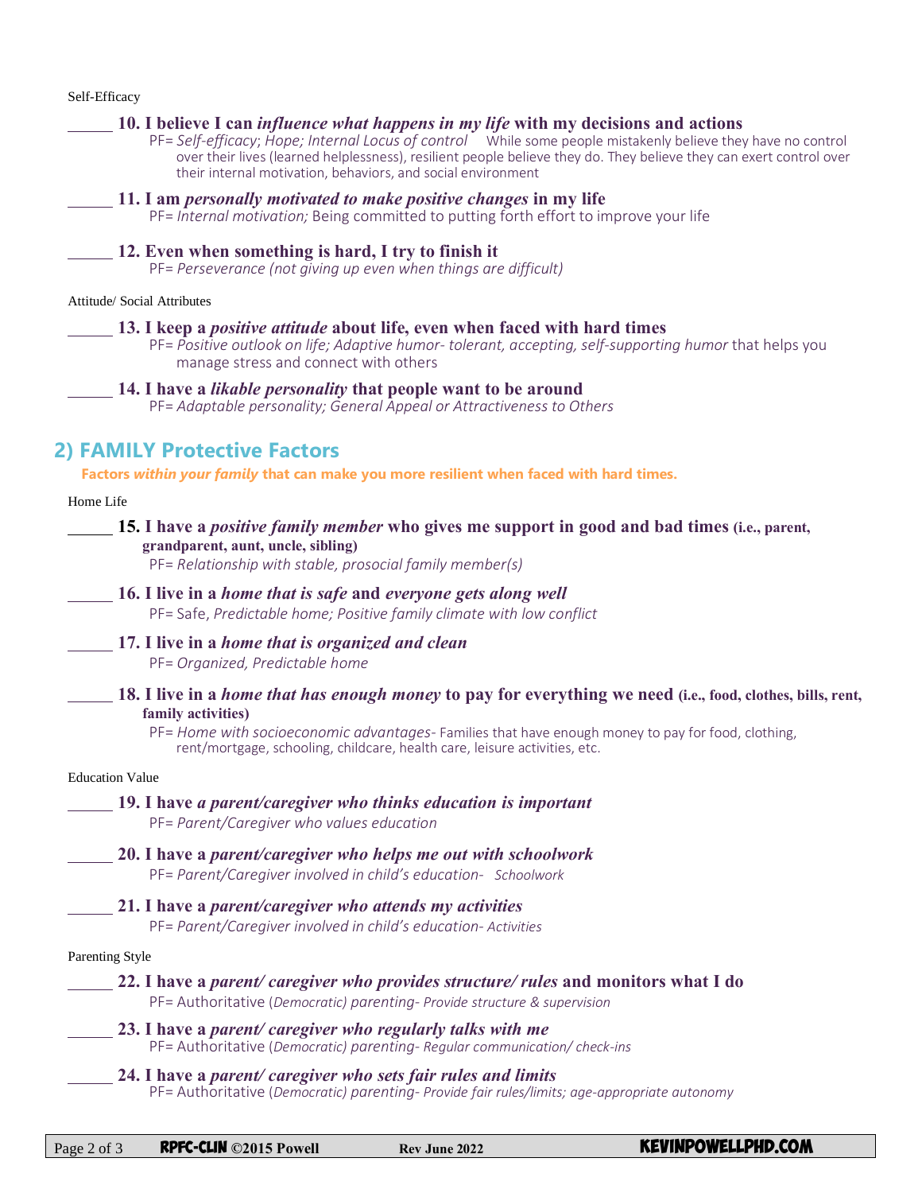Self-Efficacy

_____ **10. I believe I can *influence what happens in my life* with my decisions and actions**
PF= *Self-efficacy*; *Hope; Internal Locus of control* While some people mistakenly believe they have no control over their lives (learned helplessness), resilient people believe they do. They believe they can exert control over their internal motivation, behaviors, and social environment

_____ **11. I am *personally motivated to make positive changes* in my life**
PF= *Internal motivation;* Being committed to putting forth effort to improve your life

_____ **12. Even when something is hard, I try to finish it**
PF= *Perseverance (not giving up even when things are difficult)*

Attitude/ Social Attributes

_____ **13. I keep a *positive attitude* about life, even when faced with hard times**
PF= *Positive outlook on life; Adaptive humor- tolerant, accepting, self-supporting humor* that helps you manage stress and connect with others

_____ **14. I have a *likable personality* that people want to be around**
PF= *Adaptable personality; General Appeal or Attractiveness to Others*

## 2) FAMILY Protective Factors

**Factors *within your family* that can make you more resilient when faced with hard times.**

Home Life

_____ **15. I have a *positive family member* who gives me support in good and bad times (i.e., parent, grandparent, aunt, uncle, sibling)**
PF= *Relationship with stable, prosocial family member(s)*

_____ **16. I live in a *home that is safe* and *everyone gets along well***
PF= Safe, *Predictable home; Positive family climate with low conflict*

_____ **17. I live in a *home that is organized and clean***
PF= *Organized, Predictable home*

_____ **18. I live in a *home that has enough money* to pay for everything we need (i.e., food, clothes, bills, rent, family activities)**
PF= *Home with socioeconomic advantages*- Families that have enough money to pay for food, clothing, rent/mortgage, schooling, childcare, health care, leisure activities, etc.

Education Value

_____ **19. I have *a parent/caregiver who thinks education is important***
PF= *Parent/Caregiver who values education*

_____ **20. I have a *parent/caregiver who helps me out with schoolwork***
PF= *Parent/Caregiver involved in child's education- Schoolwork*

_____ **21. I have a *parent/caregiver who attends my activities***
PF= *Parent/Caregiver involved in child's education- Activities*

Parenting Style

_____ **22. I have a *parent/ caregiver who provides structure/ rules* and monitors what I do**
PF= Authoritative (*Democratic) parenting- Provide structure & supervision*

_____ **23. I have a *parent/ caregiver who regularly talks with me***
PF= Authoritative (*Democratic) parenting- Regular communication/ check-ins*

_____ **24. I have a *parent/ caregiver who sets fair rules and limits***
PF= Authoritative (*Democratic) parenting- Provide fair rules/limits; age-appropriate autonomy*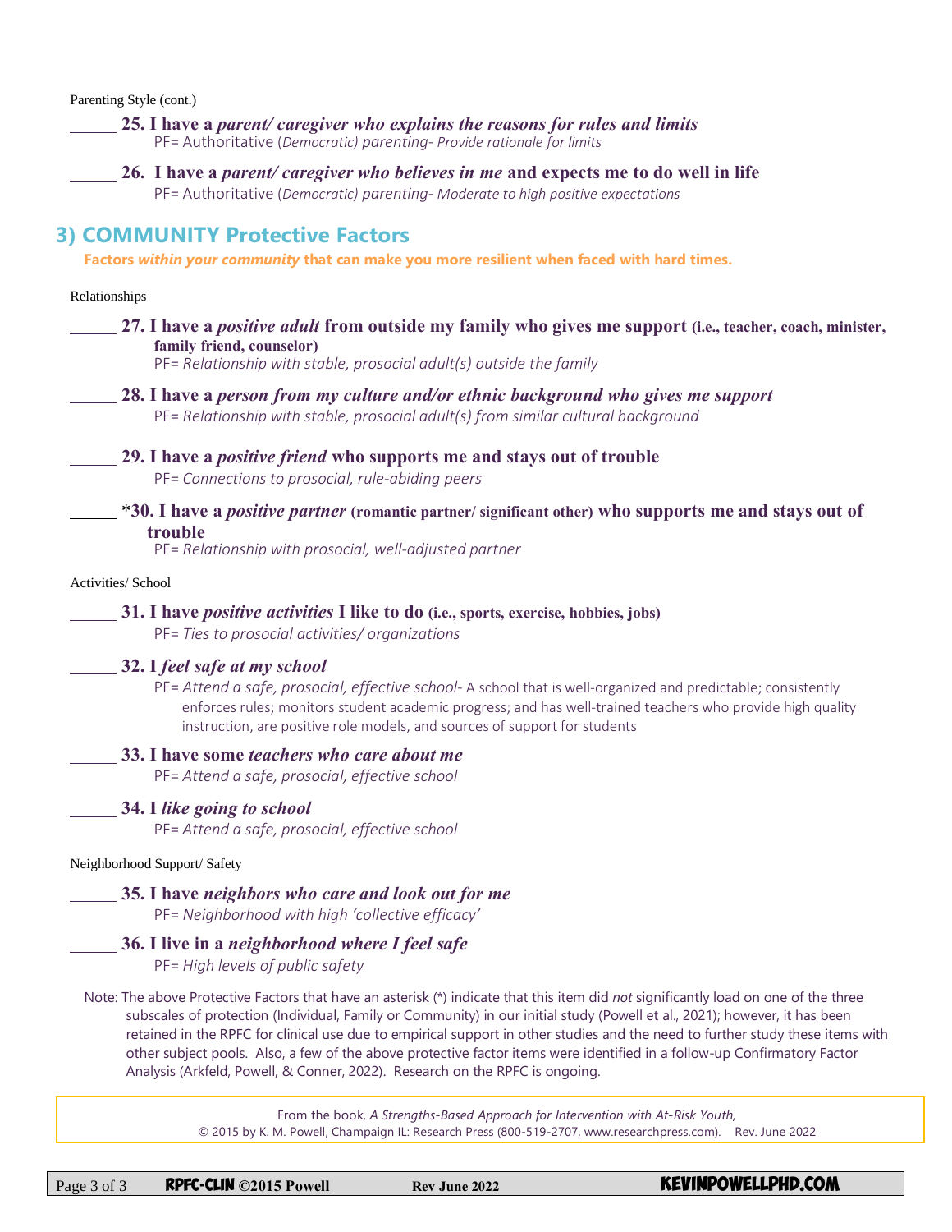Parenting Style (cont.)

\_\_\_\_\_\_ **25. I have a *parent/ caregiver who explains the reasons for rules and limits***
PF= Authoritative (*Democratic) parenting- Provide rationale for limits*

\_\_\_\_\_\_ **26. I have a *parent/ caregiver who believes in me* and expects me to do well in life**
PF= Authoritative (*Democratic) parenting- Moderate to high positive expectations*

## 3) COMMUNITY Protective Factors

**Factors *within your community* that can make you more resilient when faced with hard times.**

Relationships

\_\_\_\_\_\_ **27. I have a *positive adult* from outside my family who gives me support (i.e., teacher, coach, minister, family friend, counselor)**
PF= *Relationship with stable, prosocial adult(s) outside the family*

\_\_\_\_\_\_ **28. I have a *person from my culture and/or ethnic background who gives me support***
PF= *Relationship with stable, prosocial adult(s) from similar cultural background*

\_\_\_\_\_\_ **29. I have a *positive friend* who supports me and stays out of trouble**
PF= *Connections to prosocial, rule-abiding peers*

\_\_\_\_\_\_ ***30. I have a *positive partner* (romantic partner/ significant other) who supports me and stays out of trouble**
PF= *Relationship with prosocial, well-adjusted partner*

Activities/ School

\_\_\_\_\_\_ **31. I have *positive activities* I like to do (i.e., sports, exercise, hobbies, jobs)**
PF= *Ties to prosocial activities/ organizations*

\_\_\_\_\_\_ **32. I *feel safe at my school***
PF= *Attend a safe, prosocial, effective school-* A school that is well-organized and predictable; consistently enforces rules; monitors student academic progress; and has well-trained teachers who provide high quality instruction, are positive role models, and sources of support for students

\_\_\_\_\_\_ **33. I have some *teachers who care about me***
PF= *Attend a safe, prosocial, effective school*

\_\_\_\_\_\_ **34. I *like going to school***
PF= *Attend a safe, prosocial, effective school*

Neighborhood Support/ Safety

\_\_\_\_\_\_ **35. I have *neighbors who care and look out for me***
PF= *Neighborhood with high 'collective efficacy'*

\_\_\_\_\_\_ **36. I live in a *neighborhood where I feel safe***
PF= *High levels of public safety*

Note: The above Protective Factors that have an asterisk (*) indicate that this item did *not* significantly load on one of the three subscales of protection (Individual, Family or Community) in our initial study (Powell et al., 2021); however, it has been retained in the RPFC for clinical use due to empirical support in other studies and the need to further study these items with other subject pools. Also, a few of the above protective factor items were identified in a follow-up Confirmatory Factor Analysis (Arkfeld, Powell, & Conner, 2022). Research on the RPFC is ongoing.

From the book, *A Strengths-Based Approach for Intervention with At-Risk Youth,*
© 2015 by K. M. Powell, Champaign IL: Research Press (800-519-2707, www.researchpress.com). Rev. June 2022